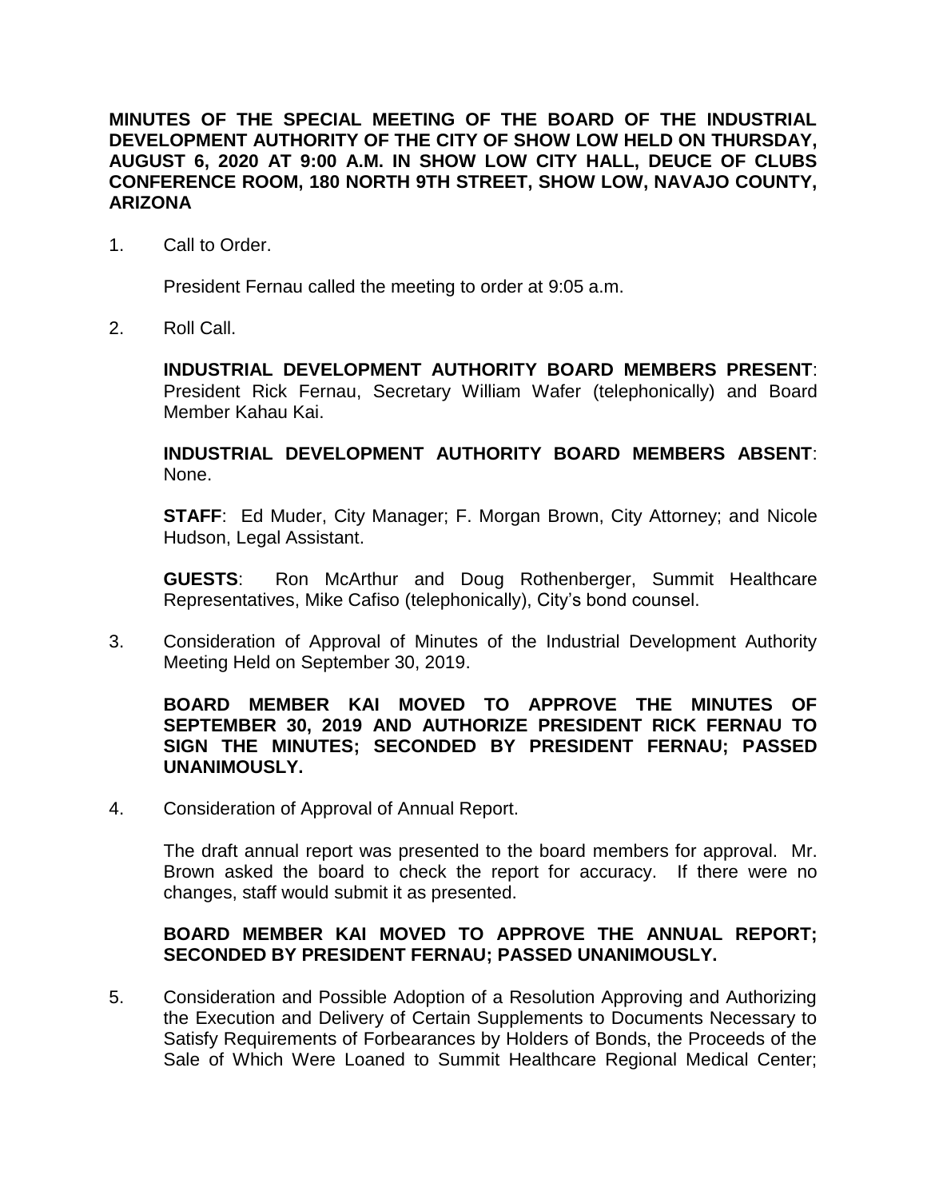**MINUTES OF THE SPECIAL MEETING OF THE BOARD OF THE INDUSTRIAL DEVELOPMENT AUTHORITY OF THE CITY OF SHOW LOW HELD ON THURSDAY, AUGUST 6, 2020 AT 9:00 A.M. IN SHOW LOW CITY HALL, DEUCE OF CLUBS CONFERENCE ROOM, 180 NORTH 9TH STREET, SHOW LOW, NAVAJO COUNTY, ARIZONA**

1. Call to Order.

   President Fernau called the meeting to order at 9:05 a.m.

2. Roll Call.

   **INDUSTRIAL DEVELOPMENT AUTHORITY BOARD MEMBERS PRESENT**: President Rick Fernau, Secretary William Wafer (telephonically) and Board Member Kahau Kai.

   **INDUSTRIAL DEVELOPMENT AUTHORITY BOARD MEMBERS ABSENT**: None.

   **STAFF**: Ed Muder, City Manager; F. Morgan Brown, City Attorney; and Nicole Hudson, Legal Assistant.

   **GUESTS**: Ron McArthur and Doug Rothenberger, Summit Healthcare Representatives, Mike Cafiso (telephonically), City's bond counsel.

3. Consideration of Approval of Minutes of the Industrial Development Authority Meeting Held on September 30, 2019.

   **BOARD MEMBER KAI MOVED TO APPROVE THE MINUTES OF SEPTEMBER 30, 2019 AND AUTHORIZE PRESIDENT RICK FERNAU TO SIGN THE MINUTES; SECONDED BY PRESIDENT FERNAU; PASSED UNANIMOUSLY.**

4. Consideration of Approval of Annual Report.

   The draft annual report was presented to the board members for approval. Mr. Brown asked the board to check the report for accuracy. If there were no changes, staff would submit it as presented.

   **BOARD MEMBER KAI MOVED TO APPROVE THE ANNUAL REPORT; SECONDED BY PRESIDENT FERNAU; PASSED UNANIMOUSLY.**

5. Consideration and Possible Adoption of a Resolution Approving and Authorizing the Execution and Delivery of Certain Supplements to Documents Necessary to Satisfy Requirements of Forbearances by Holders of Bonds, the Proceeds of the Sale of Which Were Loaned to Summit Healthcare Regional Medical Center;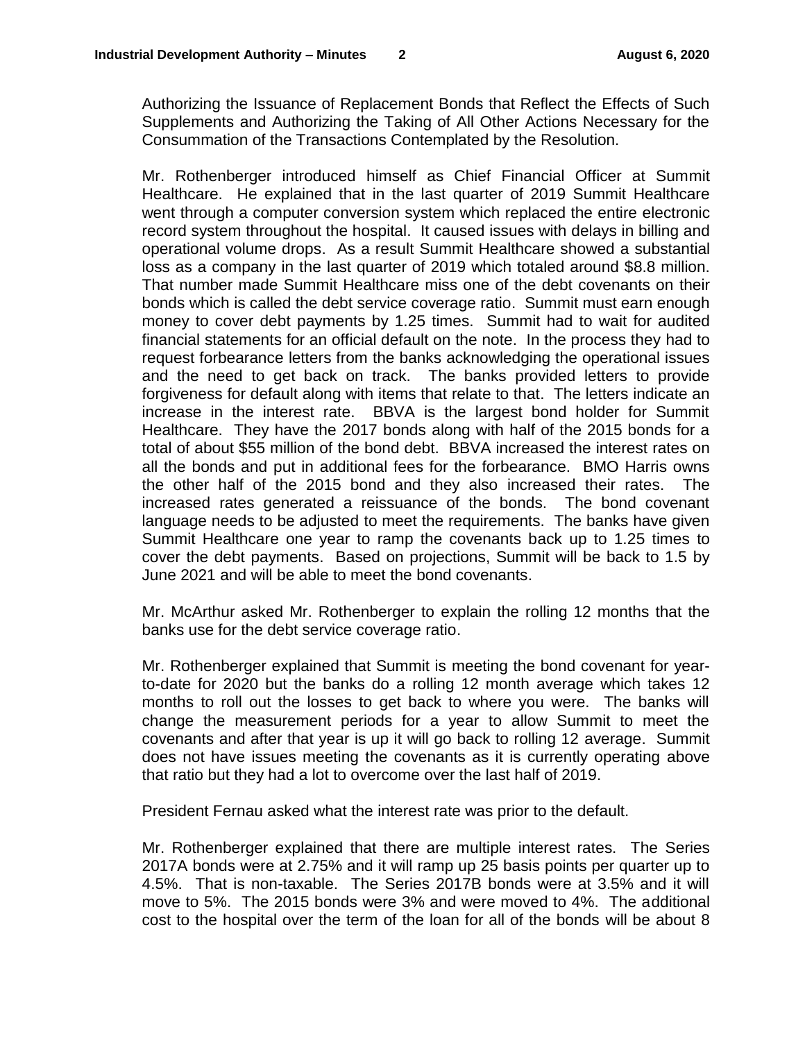Authorizing the Issuance of Replacement Bonds that Reflect the Effects of Such Supplements and Authorizing the Taking of All Other Actions Necessary for the Consummation of the Transactions Contemplated by the Resolution.

Mr. Rothenberger introduced himself as Chief Financial Officer at Summit Healthcare. He explained that in the last quarter of 2019 Summit Healthcare went through a computer conversion system which replaced the entire electronic record system throughout the hospital. It caused issues with delays in billing and operational volume drops. As a result Summit Healthcare showed a substantial loss as a company in the last quarter of 2019 which totaled around $8.8 million. That number made Summit Healthcare miss one of the debt covenants on their bonds which is called the debt service coverage ratio. Summit must earn enough money to cover debt payments by 1.25 times. Summit had to wait for audited financial statements for an official default on the note. In the process they had to request forbearance letters from the banks acknowledging the operational issues and the need to get back on track. The banks provided letters to provide forgiveness for default along with items that relate to that. The letters indicate an increase in the interest rate. BBVA is the largest bond holder for Summit Healthcare. They have the 2017 bonds along with half of the 2015 bonds for a total of about $55 million of the bond debt. BBVA increased the interest rates on all the bonds and put in additional fees for the forbearance. BMO Harris owns the other half of the 2015 bond and they also increased their rates. The increased rates generated a reissuance of the bonds. The bond covenant language needs to be adjusted to meet the requirements. The banks have given Summit Healthcare one year to ramp the covenants back up to 1.25 times to cover the debt payments. Based on projections, Summit will be back to 1.5 by June 2021 and will be able to meet the bond covenants.

Mr. McArthur asked Mr. Rothenberger to explain the rolling 12 months that the banks use for the debt service coverage ratio.

Mr. Rothenberger explained that Summit is meeting the bond covenant for year-to-date for 2020 but the banks do a rolling 12 month average which takes 12 months to roll out the losses to get back to where you were. The banks will change the measurement periods for a year to allow Summit to meet the covenants and after that year is up it will go back to rolling 12 average. Summit does not have issues meeting the covenants as it is currently operating above that ratio but they had a lot to overcome over the last half of 2019.

President Fernau asked what the interest rate was prior to the default.

Mr. Rothenberger explained that there are multiple interest rates. The Series 2017A bonds were at 2.75% and it will ramp up 25 basis points per quarter up to 4.5%. That is non-taxable. The Series 2017B bonds were at 3.5% and it will move to 5%. The 2015 bonds were 3% and were moved to 4%. The additional cost to the hospital over the term of the loan for all of the bonds will be about 8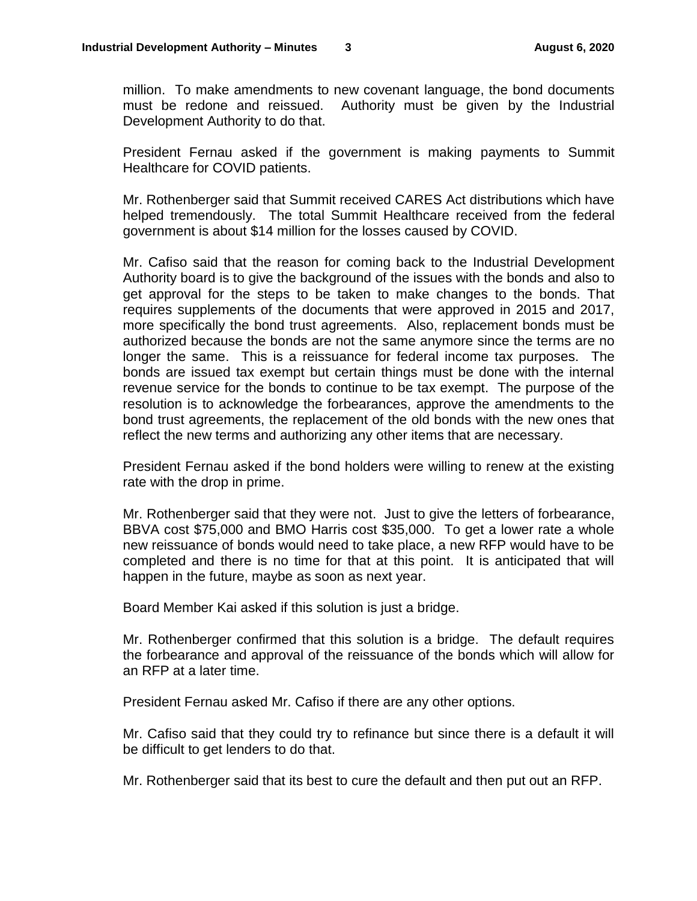million. To make amendments to new covenant language, the bond documents must be redone and reissued. Authority must be given by the Industrial Development Authority to do that.

President Fernau asked if the government is making payments to Summit Healthcare for COVID patients.

Mr. Rothenberger said that Summit received CARES Act distributions which have helped tremendously. The total Summit Healthcare received from the federal government is about $14 million for the losses caused by COVID.

Mr. Cafiso said that the reason for coming back to the Industrial Development Authority board is to give the background of the issues with the bonds and also to get approval for the steps to be taken to make changes to the bonds. That requires supplements of the documents that were approved in 2015 and 2017, more specifically the bond trust agreements. Also, replacement bonds must be authorized because the bonds are not the same anymore since the terms are no longer the same. This is a reissuance for federal income tax purposes. The bonds are issued tax exempt but certain things must be done with the internal revenue service for the bonds to continue to be tax exempt. The purpose of the resolution is to acknowledge the forbearances, approve the amendments to the bond trust agreements, the replacement of the old bonds with the new ones that reflect the new terms and authorizing any other items that are necessary.

President Fernau asked if the bond holders were willing to renew at the existing rate with the drop in prime.

Mr. Rothenberger said that they were not. Just to give the letters of forbearance, BBVA cost $75,000 and BMO Harris cost $35,000. To get a lower rate a whole new reissuance of bonds would need to take place, a new RFP would have to be completed and there is no time for that at this point. It is anticipated that will happen in the future, maybe as soon as next year.

Board Member Kai asked if this solution is just a bridge.

Mr. Rothenberger confirmed that this solution is a bridge. The default requires the forbearance and approval of the reissuance of the bonds which will allow for an RFP at a later time.

President Fernau asked Mr. Cafiso if there are any other options.

Mr. Cafiso said that they could try to refinance but since there is a default it will be difficult to get lenders to do that.

Mr. Rothenberger said that its best to cure the default and then put out an RFP.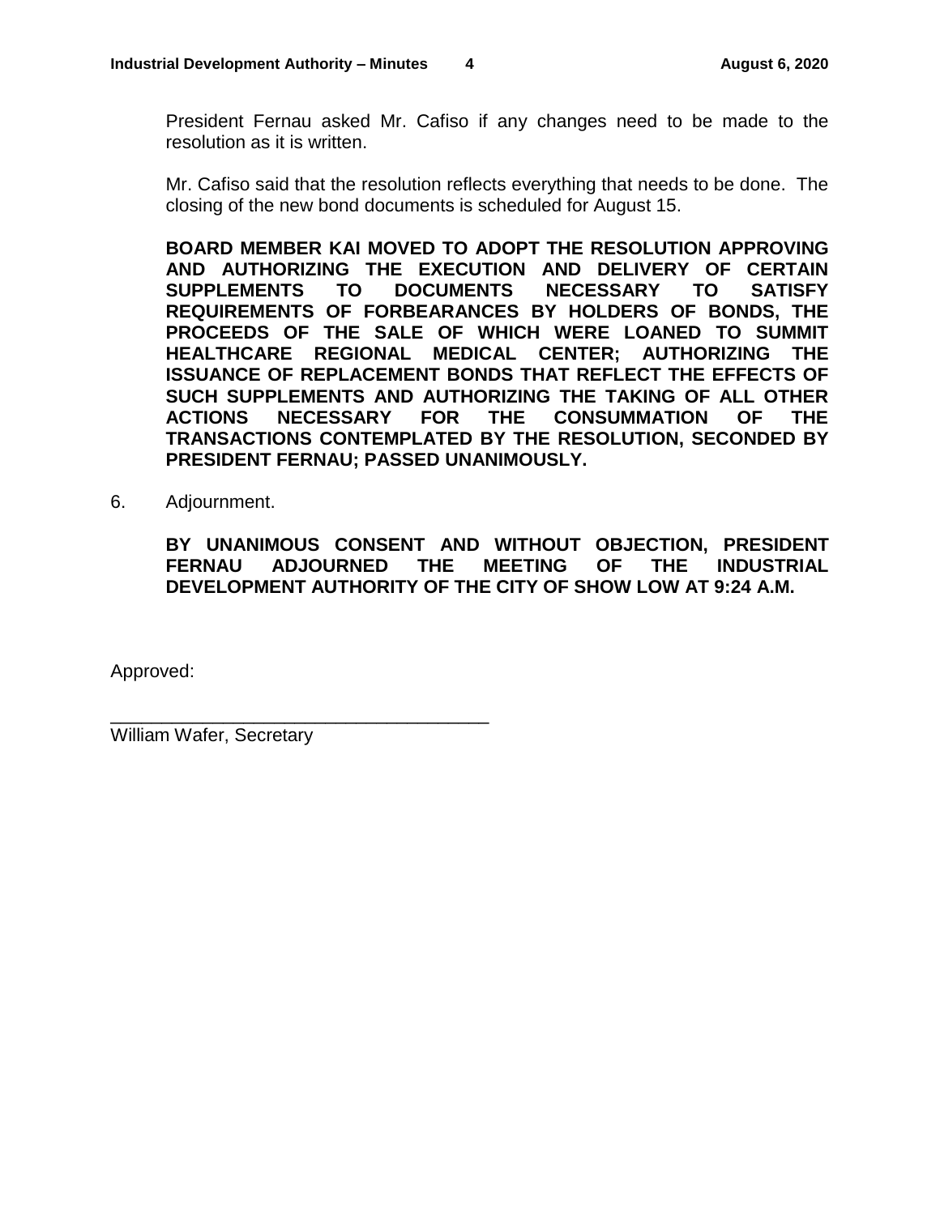President Fernau asked Mr. Cafiso if any changes need to be made to the resolution as it is written.

Mr. Cafiso said that the resolution reflects everything that needs to be done. The closing of the new bond documents is scheduled for August 15.

**BOARD MEMBER KAI MOVED TO ADOPT THE RESOLUTION APPROVING AND AUTHORIZING THE EXECUTION AND DELIVERY OF CERTAIN SUPPLEMENTS TO DOCUMENTS NECESSARY TO SATISFY REQUIREMENTS OF FORBEARANCES BY HOLDERS OF BONDS, THE PROCEEDS OF THE SALE OF WHICH WERE LOANED TO SUMMIT HEALTHCARE REGIONAL MEDICAL CENTER; AUTHORIZING THE ISSUANCE OF REPLACEMENT BONDS THAT REFLECT THE EFFECTS OF SUCH SUPPLEMENTS AND AUTHORIZING THE TAKING OF ALL OTHER ACTIONS NECESSARY FOR THE CONSUMMATION OF THE TRANSACTIONS CONTEMPLATED BY THE RESOLUTION, SECONDED BY PRESIDENT FERNAU; PASSED UNANIMOUSLY.**

6. Adjournment.

**BY UNANIMOUS CONSENT AND WITHOUT OBJECTION, PRESIDENT FERNAU ADJOURNED THE MEETING OF THE INDUSTRIAL DEVELOPMENT AUTHORITY OF THE CITY OF SHOW LOW AT 9:24 A.M.**

Approved:

______________________________________
William Wafer, Secretary